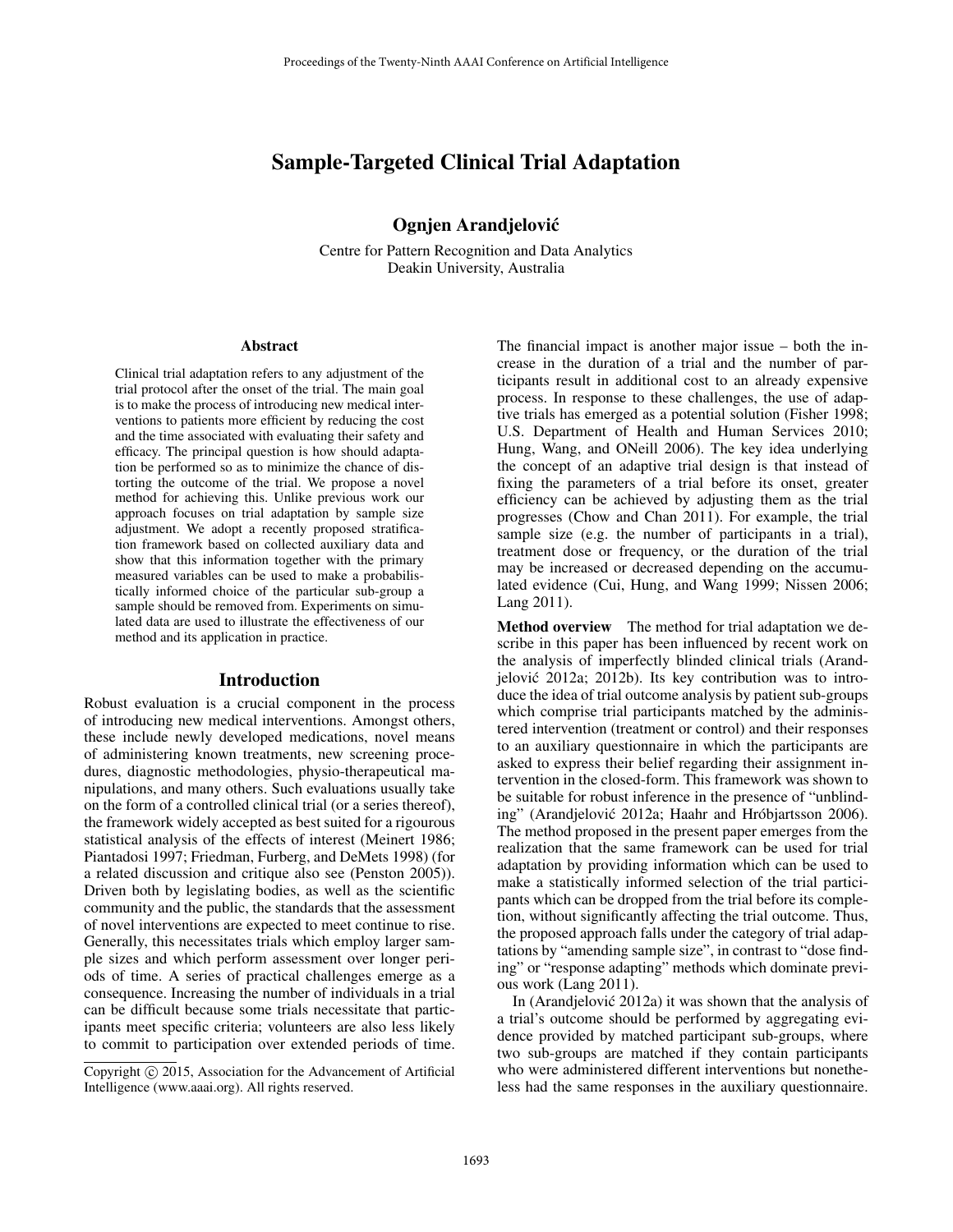# Sample-Targeted Clinical Trial Adaptation

**Ognjen Arandjelović**

Centre for Pattern Recognition and Data Analytics
Deakin University, Australia

## Abstract

Clinical trial adaptation refers to any adjustment of the trial protocol after the onset of the trial. The main goal is to make the process of introducing new medical interventions to patients more efficient by reducing the cost and the time associated with evaluating their safety and efficacy. The principal question is how should adaptation be performed so as to minimize the chance of distorting the outcome of the trial. We propose a novel method for achieving this. Unlike previous work our approach focuses on trial adaptation by sample size adjustment. We adopt a recently proposed stratification framework based on collected auxiliary data and show that this information together with the primary measured variables can be used to make a probabilistically informed choice of the particular sub-group a sample should be removed from. Experiments on simulated data are used to illustrate the effectiveness of our method and its application in practice.

## Introduction

Robust evaluation is a crucial component in the process of introducing new medical interventions. Amongst others, these include newly developed medications, novel means of administering known treatments, new screening procedures, diagnostic methodologies, physio-therapeutical manipulations, and many others. Such evaluations usually take on the form of a controlled clinical trial (or a series thereof), the framework widely accepted as best suited for a rigourous statistical analysis of the effects of interest (Meinert 1986; Piantadosi 1997; Friedman, Furberg, and DeMets 1998) (for a related discussion and critique also see (Penston 2005)). Driven both by legislating bodies, as well as the scientific community and the public, the standards that the assessment of novel interventions are expected to meet continue to rise. Generally, this necessitates trials which employ larger sample sizes and which perform assessment over longer periods of time. A series of practical challenges emerge as a consequence. Increasing the number of individuals in a trial can be difficult because some trials necessitate that participants meet specific criteria; volunteers are also less likely to commit to participation over extended periods of time. The financial impact is another major issue – both the increase in the duration of a trial and the number of participants result in additional cost to an already expensive process. In response to these challenges, the use of adaptive trials has emerged as a potential solution (Fisher 1998; U.S. Department of Health and Human Services 2010; Hung, Wang, and ONeill 2006). The key idea underlying the concept of an adaptive trial design is that instead of fixing the parameters of a trial before its onset, greater efficiency can be achieved by adjusting them as the trial progresses (Chow and Chan 2011). For example, the trial sample size (e.g. the number of participants in a trial), treatment dose or frequency, or the duration of the trial may be increased or decreased depending on the accumulated evidence (Cui, Hung, and Wang 1999; Nissen 2006; Lang 2011).

**Method overview** The method for trial adaptation we describe in this paper has been influenced by recent work on the analysis of imperfectly blinded clinical trials (Arandjelović 2012a; 2012b). Its key contribution was to introduce the idea of trial outcome analysis by patient sub-groups which comprise trial participants matched by the administered intervention (treatment or control) and their responses to an auxiliary questionnaire in which the participants are asked to express their belief regarding their assignment intervention in the closed-form. This framework was shown to be suitable for robust inference in the presence of "unblinding" (Arandjelović 2012a; Haahr and Hróbjartsson 2006). The method proposed in the present paper emerges from the realization that the same framework can be used for trial adaptation by providing information which can be used to make a statistically informed selection of the trial participants which can be dropped from the trial before its completion, without significantly affecting the trial outcome. Thus, the proposed approach falls under the category of trial adaptations by "amending sample size", in contrast to "dose finding" or "response adapting" methods which dominate previous work (Lang 2011).

In (Arandjelović 2012a) it was shown that the analysis of a trial's outcome should be performed by aggregating evidence provided by matched participant sub-groups, where two sub-groups are matched if they contain participants who were administered different interventions but nonetheless had the same responses in the auxiliary questionnaire.

Copyright © 2015, Association for the Advancement of Artificial Intelligence (www.aaai.org). All rights reserved.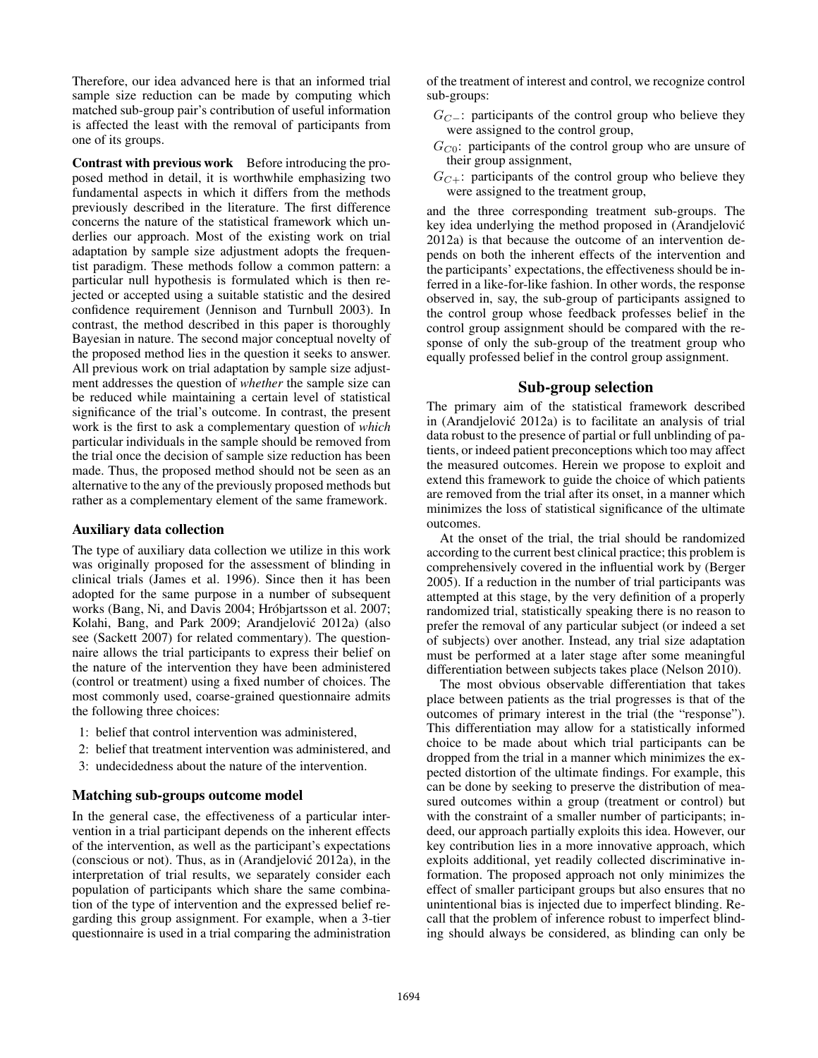Therefore, our idea advanced here is that an informed trial sample size reduction can be made by computing which matched sub-group pair's contribution of useful information is affected the least with the removal of participants from one of its groups.

**Contrast with previous work** Before introducing the proposed method in detail, it is worthwhile emphasizing two fundamental aspects in which it differs from the methods previously described in the literature. The first difference concerns the nature of the statistical framework which underlies our approach. Most of the existing work on trial adaptation by sample size adjustment adopts the frequentist paradigm. These methods follow a common pattern: a particular null hypothesis is formulated which is then rejected or accepted using a suitable statistic and the desired confidence requirement (Jennison and Turnbull 2003). In contrast, the method described in this paper is thoroughly Bayesian in nature. The second major conceptual novelty of the proposed method lies in the question it seeks to answer. All previous work on trial adaptation by sample size adjustment addresses the question of *whether* the sample size can be reduced while maintaining a certain level of statistical significance of the trial's outcome. In contrast, the present work is the first to ask a complementary question of *which* particular individuals in the sample should be removed from the trial once the decision of sample size reduction has been made. Thus, the proposed method should not be seen as an alternative to the any of the previously proposed methods but rather as a complementary element of the same framework.

### Auxiliary data collection

The type of auxiliary data collection we utilize in this work was originally proposed for the assessment of blinding in clinical trials (James et al. 1996). Since then it has been adopted for the same purpose in a number of subsequent works (Bang, Ni, and Davis 2004; Hróbjartsson et al. 2007; Kolahi, Bang, and Park 2009; Arandjelović 2012a) (also see (Sackett 2007) for related commentary). The questionnaire allows the trial participants to express their belief on the nature of the intervention they have been administered (control or treatment) using a fixed number of choices. The most commonly used, coarse-grained questionnaire admits the following three choices:

1: belief that control intervention was administered,

2: belief that treatment intervention was administered, and

3: undecidedness about the nature of the intervention.

### Matching sub-groups outcome model

In the general case, the effectiveness of a particular intervention in a trial participant depends on the inherent effects of the intervention, as well as the participant's expectations (conscious or not). Thus, as in (Arandjelović 2012a), in the interpretation of trial results, we separately consider each population of participants which share the same combination of the type of intervention and the expressed belief regarding this group assignment. For example, when a 3-tier questionnaire is used in a trial comparing the administration of the treatment of interest and control, we recognize control sub-groups:

$G_{C-}$: participants of the control group who believe they were assigned to the control group,

$G_{C0}$: participants of the control group who are unsure of their group assignment,

$G_{C+}$: participants of the control group who believe they were assigned to the treatment group,

and the three corresponding treatment sub-groups. The key idea underlying the method proposed in (Arandjelović 2012a) is that because the outcome of an intervention depends on both the inherent effects of the intervention and the participants' expectations, the effectiveness should be inferred in a like-for-like fashion. In other words, the response observed in, say, the sub-group of participants assigned to the control group whose feedback professes belief in the control group assignment should be compared with the response of only the sub-group of the treatment group who equally professed belief in the control group assignment.

## Sub-group selection

The primary aim of the statistical framework described in (Arandjelović 2012a) is to facilitate an analysis of trial data robust to the presence of partial or full unblinding of patients, or indeed patient preconceptions which too may affect the measured outcomes. Herein we propose to exploit and extend this framework to guide the choice of which patients are removed from the trial after its onset, in a manner which minimizes the loss of statistical significance of the ultimate outcomes.

At the onset of the trial, the trial should be randomized according to the current best clinical practice; this problem is comprehensively covered in the influential work by (Berger 2005). If a reduction in the number of trial participants was attempted at this stage, by the very definition of a properly randomized trial, statistically speaking there is no reason to prefer the removal of any particular subject (or indeed a set of subjects) over another. Instead, any trial size adaptation must be performed at a later stage after some meaningful differentiation between subjects takes place (Nelson 2010).

The most obvious observable differentiation that takes place between patients as the trial progresses is that of the outcomes of primary interest in the trial (the "response"). This differentiation may allow for a statistically informed choice to be made about which trial participants can be dropped from the trial in a manner which minimizes the expected distortion of the ultimate findings. For example, this can be done by seeking to preserve the distribution of measured outcomes within a group (treatment or control) but with the constraint of a smaller number of participants; indeed, our approach partially exploits this idea. However, our key contribution lies in a more innovative approach, which exploits additional, yet readily collected discriminative information. The proposed approach not only minimizes the effect of smaller participant groups but also ensures that no unintentional bias is injected due to imperfect blinding. Recall that the problem of inference robust to imperfect blinding should always be considered, as blinding can only be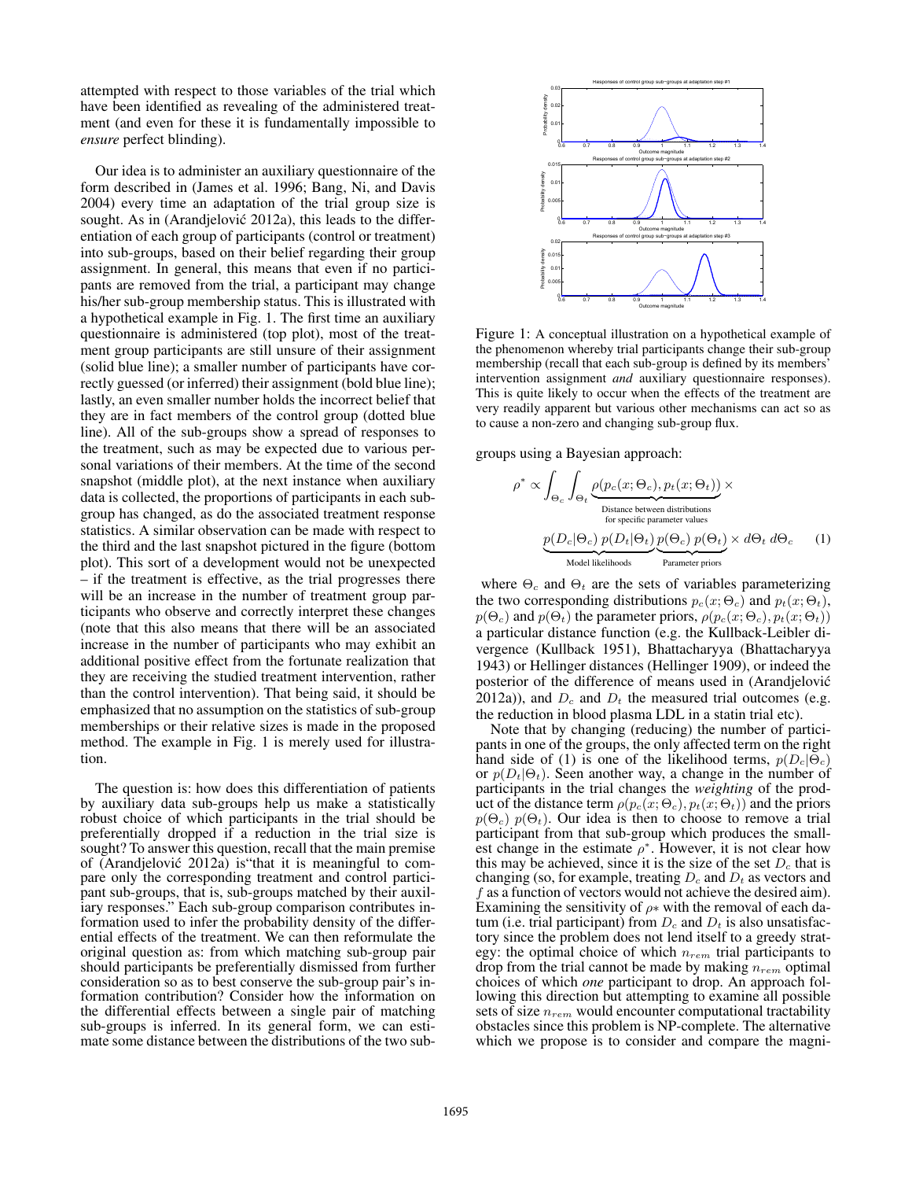attempted with respect to those variables of the trial which have been identified as revealing of the administered treatment (and even for these it is fundamentally impossible to *ensure* perfect blinding).

Our idea is to administer an auxiliary questionnaire of the form described in (James et al. 1996; Bang, Ni, and Davis 2004) every time an adaptation of the trial group size is sought. As in (Arandjelović 2012a), this leads to the differentiation of each group of participants (control or treatment) into sub-groups, based on their belief regarding their group assignment. In general, this means that even if no participants are removed from the trial, a participant may change his/her sub-group membership status. This is illustrated with a hypothetical example in Fig. 1. The first time an auxiliary questionnaire is administered (top plot), most of the treatment group participants are still unsure of their assignment (solid blue line); a smaller number of participants have correctly guessed (or inferred) their assignment (bold blue line); lastly, an even smaller number holds the incorrect belief that they are in fact members of the control group (dotted blue line). All of the sub-groups show a spread of responses to the treatment, such as may be expected due to various personal variations of their members. At the time of the second snapshot (middle plot), at the next instance when auxiliary data is collected, the proportions of participants in each sub-group has changed, as do the associated treatment response statistics. A similar observation can be made with respect to the third and the last snapshot pictured in the figure (bottom plot). This sort of a development would not be unexpected – if the treatment is effective, as the trial progresses there will be an increase in the number of treatment group participants who observe and correctly interpret these changes (note that this also means that there will be an associated increase in the number of participants who may exhibit an additional positive effect from the fortunate realization that they are receiving the studied treatment intervention, rather than the control intervention). That being said, it should be emphasized that no assumption on the statistics of sub-group memberships or their relative sizes is made in the proposed method. The example in Fig. 1 is merely used for illustration.

The question is: how does this differentiation of patients by auxiliary data sub-groups help us make a statistically robust choice of which participants in the trial should be preferentially dropped if a reduction in the trial size is sought? To answer this question, recall that the main premise of (Arandjelović 2012a) is "that it is meaningful to compare only the corresponding treatment and control participant sub-groups, that is, sub-groups matched by their auxiliary responses." Each sub-group comparison contributes information used to infer the probability density of the differential effects of the treatment. We can then reformulate the original question as: from which matching sub-group pair should participants be preferentially dismissed from further consideration so as to best conserve the sub-group pair's information contribution? Consider how the information on the differential effects between a single pair of matching sub-groups is inferred. In its general form, we can estimate some distance between the distributions of the two sub-groups using a Bayesian approach:

Figure 1: A conceptual illustration on a hypothetical example of the phenomenon whereby trial participants change their sub-group membership (recall that each sub-group is defined by its members' intervention assignment *and* auxiliary questionnaire responses). This is quite likely to occur when the effects of the treatment are very readily apparent but various other mechanisms can act so as to cause a non-zero and changing sub-group flux.

$$\rho^* \propto \int_{\Theta_c} \int_{\Theta_t} \underbrace{\rho(p_c(x;\Theta_c), p_t(x;\Theta_t))}_{\substack{\text{Distance between distributions} \\ \text{for specific parameter values}}} \times \underbrace{p(D_c|\Theta_c)\, p(D_t|\Theta_t)}_{\text{Model likelihoods}} \underbrace{p(\Theta_c)\, p(\Theta_t)}_{\text{Parameter priors}} \times d\Theta_t\, d\Theta_c \quad (1)$$

where $\Theta_c$ and $\Theta_t$ are the sets of variables parameterizing the two corresponding distributions $p_c(x;\Theta_c)$ and $p_t(x;\Theta_t)$, $p(\Theta_c)$ and $p(\Theta_t)$ the parameter priors, $\rho(p_c(x;\Theta_c), p_t(x;\Theta_t))$ a particular distance function (e.g. the Kullback-Leibler divergence (Kullback 1951), Bhattacharyya (Bhattacharyya 1943) or Hellinger distances (Hellinger 1909), or indeed the posterior of the difference of means used in (Arandjelović 2012a)), and $D_c$ and $D_t$ the measured trial outcomes (e.g. the reduction in blood plasma LDL in a statin trial etc).

Note that by changing (reducing) the number of participants in one of the groups, the only affected term on the right hand side of (1) is one of the likelihood terms, $p(D_c|\Theta_c)$ or $p(D_t|\Theta_t)$. Seen another way, a change in the number of participants in the trial changes the *weighting* of the product of the distance term $\rho(p_c(x;\Theta_c), p_t(x;\Theta_t))$ and the priors $p(\Theta_c)\, p(\Theta_t)$. Our idea is then to choose to remove a trial participant from that sub-group which produces the smallest change in the estimate $\rho^*$. However, it is not clear how this may be achieved, since it is the size of the set $D_c$ that is changing (so, for example, treating $D_c$ and $D_t$ as vectors and $f$ as a function of vectors would not achieve the desired aim). Examining the sensitivity of $\rho*$ with the removal of each datum (i.e. trial participant) from $D_c$ and $D_t$ is also unsatisfactory since the problem does not lend itself to a greedy strategy: the optimal choice of which $n_{rem}$ trial participants to drop from the trial cannot be made by making $n_{rem}$ optimal choices of which *one* participant to drop. An approach following this direction but attempting to examine all possible sets of size $n_{rem}$ would encounter computational tractability obstacles since this problem is NP-complete. The alternative which we propose is to consider and compare the magni-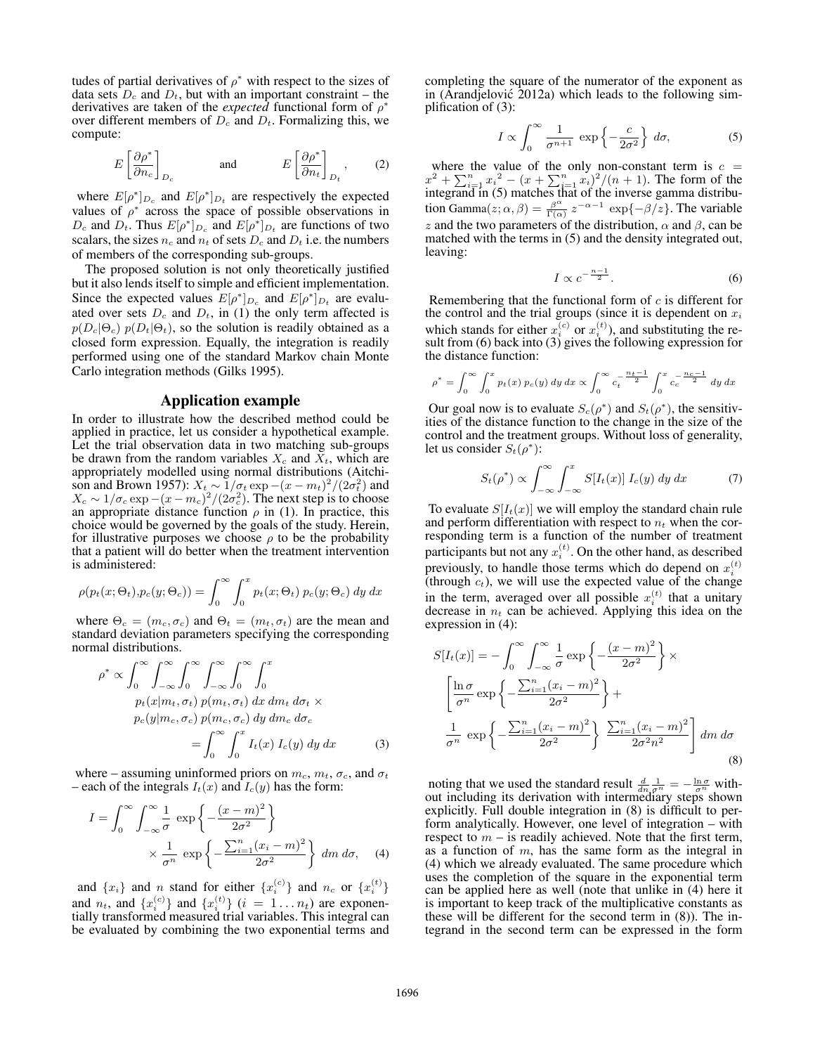tudes of partial derivatives of $\rho^*$ with respect to the sizes of data sets $D_c$ and $D_t$, but with an important constraint – the derivatives are taken of the *expected* functional form of $\rho^*$ over different members of $D_c$ and $D_t$. Formalizing this, we compute:

$$E\left[\frac{\partial \rho^*}{\partial n_c}\right]_{D_c} \qquad \text{and} \qquad E\left[\frac{\partial \rho^*}{\partial n_t}\right]_{D_t}, \tag{2}$$

where $E[\rho^*]_{D_c}$ and $E[\rho^*]_{D_t}$ are respectively the expected values of $\rho^*$ across the space of possible observations in $D_c$ and $D_t$. Thus $E[\rho^*]_{D_c}$ and $E[\rho^*]_{D_t}$ are functions of two scalars, the sizes $n_c$ and $n_t$ of sets $D_c$ and $D_t$ i.e. the numbers of members of the corresponding sub-groups.

The proposed solution is not only theoretically justified but it also lends itself to simple and efficient implementation. Since the expected values $E[\rho^*]_{D_c}$ and $E[\rho^*]_{D_t}$ are evaluated over sets $D_c$ and $D_t$, in (1) the only term affected is $p(D_c|\Theta_c)\ p(D_t|\Theta_t)$, so the solution is readily obtained as a closed form expression. Equally, the integration is readily performed using one of the standard Markov chain Monte Carlo integration methods (Gilks 1995).

## Application example

In order to illustrate how the described method could be applied in practice, let us consider a hypothetical example. Let the trial observation data in two matching sub-groups be drawn from the random variables $X_c$ and $X_t$, which are appropriately modelled using normal distributions (Aitchison and Brown 1957): $X_t \sim 1/\sigma_t \exp -(x-m_t)^2/(2\sigma_t^2)$ and $X_c \sim 1/\sigma_c \exp -(x-m_c)^2/(2\sigma_c^2)$. The next step is to choose an appropriate distance function $\rho$ in (1). In practice, this choice would be governed by the goals of the study. Herein, for illustrative purposes we choose $\rho$ to be the probability that a patient will do better when the treatment intervention is administered:

$$\rho(p_t(x;\Theta_t), p_c(y;\Theta_c)) = \int_0^\infty \int_0^x p_t(x;\Theta_t)\ p_c(y;\Theta_c)\ dy\ dx$$

where $\Theta_c = (m_c, \sigma_c)$ and $\Theta_t = (m_t, \sigma_t)$ are the mean and standard deviation parameters specifying the corresponding normal distributions.

$$\begin{aligned}\rho^* \propto & \int_0^\infty \int_{-\infty}^\infty \int_0^\infty \int_{-\infty}^\infty \int_0^\infty \int_0^x \\ & p_t(x|m_t,\sigma_t)\ p(m_t,\sigma_t)\ dx\ dm_t\ d\sigma_t \times \\ & p_c(y|m_c,\sigma_c)\ p(m_c,\sigma_c)\ dy\ dm_c\ d\sigma_c \\ & = \int_0^\infty \int_0^x I_t(x)\ I_c(y)\ dy\ dx \end{aligned} \tag{3}$$

where – assuming uninformed priors on $m_c$, $m_t$, $\sigma_c$, and $\sigma_t$ – each of the integrals $I_t(x)$ and $I_c(y)$ has the form:

$$\begin{aligned} I = & \int_0^\infty \int_{-\infty}^\infty \frac{1}{\sigma}\ \exp\left\{-\frac{(x-m)^2}{2\sigma^2}\right\} \\ & \times \frac{1}{\sigma^n}\ \exp\left\{-\frac{\sum_{i=1}^n (x_i-m)^2}{2\sigma^2}\right\}\ dm\ d\sigma, \end{aligned} \tag{4}$$

and $\{x_i\}$ and $n$ stand for either $\{x_i^{(c)}\}$ and $n_c$ or $\{x_i^{(t)}\}$ and $n_t$, and $\{x_i^{(c)}\}$ and $\{x_i^{(t)}\}$ $(i = 1 \ldots n_t)$ are exponentially transformed measured trial variables. This integral can be evaluated by combining the two exponential terms and completing the square of the numerator of the exponent as in (Arandjelović 2012a) which leads to the following simplification of (3):

$$I \propto \int_0^\infty \frac{1}{\sigma^{n+1}}\ \exp\left\{-\frac{c}{2\sigma^2}\right\}\ d\sigma, \tag{5}$$

where the value of the only non-constant term is $c = x^2 + \sum_{i=1}^n {x_i}^2 - (x + \sum_{i=1}^n x_i)^2/(n+1)$. The form of the integrand in (5) matches that of the inverse gamma distribution $\text{Gamma}(z;\alpha,\beta) = \frac{\beta^\alpha}{\Gamma(\alpha)}\ z^{-\alpha-1}\ \exp\{-\beta/z\}$. The variable $z$ and the two parameters of the distribution, $\alpha$ and $\beta$, can be matched with the terms in (5) and the density integrated out, leaving:

$$I \propto c^{-\frac{n-1}{2}}. \tag{6}$$

Remembering that the functional form of $c$ is different for the control and the trial groups (since it is dependent on $x_i$ which stands for either $x_i^{(c)}$ or $x_i^{(t)}$), and substituting the result from (6) back into (3) gives the following expression for the distance function:

$$\rho^* = \int_0^\infty \int_0^x p_t(x)\ p_c(y)\ dy\ dx \propto \int_0^\infty c_t^{-\frac{n_t-1}{2}} \int_0^x c_c^{-\frac{n_c-1}{2}}\ dy\ dx$$

Our goal now is to evaluate $S_c(\rho^*)$ and $S_t(\rho^*)$, the sensitivities of the distance function to the change in the size of the control and the treatment groups. Without loss of generality, let us consider $S_t(\rho^*)$:

$$S_t(\rho^*) \propto \int_{-\infty}^\infty \int_{-\infty}^x S[I_t(x)]\ I_c(y)\ dy\ dx \tag{7}$$

To evaluate $S[I_t(x)]$ we will employ the standard chain rule and perform differentiation with respect to $n_t$ when the corresponding term is a function of the number of treatment participants but not any $x_i^{(t)}$. On the other hand, as described previously, to handle those terms which do depend on $x_i^{(t)}$ (through $c_t$), we will use the expected value of the change in the term, averaged over all possible $x_i^{(t)}$ that a unitary decrease in $n_t$ can be achieved. Applying this idea on the expression in (4):

$$\begin{aligned} S[I_t(x)] = & -\int_0^\infty \int_{-\infty}^\infty \frac{1}{\sigma} \exp\left\{-\frac{(x-m)^2}{2\sigma^2}\right\} \times \\ & \left[\frac{\ln \sigma}{\sigma^n} \exp\left\{-\frac{\sum_{i=1}^n (x_i-m)^2}{2\sigma^2}\right\} + \right. \\ & \left. \frac{1}{\sigma^n}\ \exp\left\{-\frac{\sum_{i=1}^n (x_i-m)^2}{2\sigma^2}\right\}\ \frac{\sum_{i=1}^n (x_i-m)^2}{2\sigma^2 n^2}\right] dm\ d\sigma \end{aligned} \tag{8}$$

noting that we used the standard result $\frac{d}{dn}\frac{1}{\sigma^n} = -\frac{\ln \sigma}{\sigma^n}$ without including its derivation with intermediary steps shown explicitly. Full double integration in (8) is difficult to perform analytically. However, one level of integration – with respect to $m$ – is readily achieved. Note that the first term, as a function of $m$, has the same form as the integral in (4) which we already evaluated. The same procedure which uses the completion of the square in the exponential term can be applied here as well (note that unlike in (4) here it is important to keep track of the multiplicative constants as these will be different for the second term in (8)). The integrand in the second term can be expressed in the form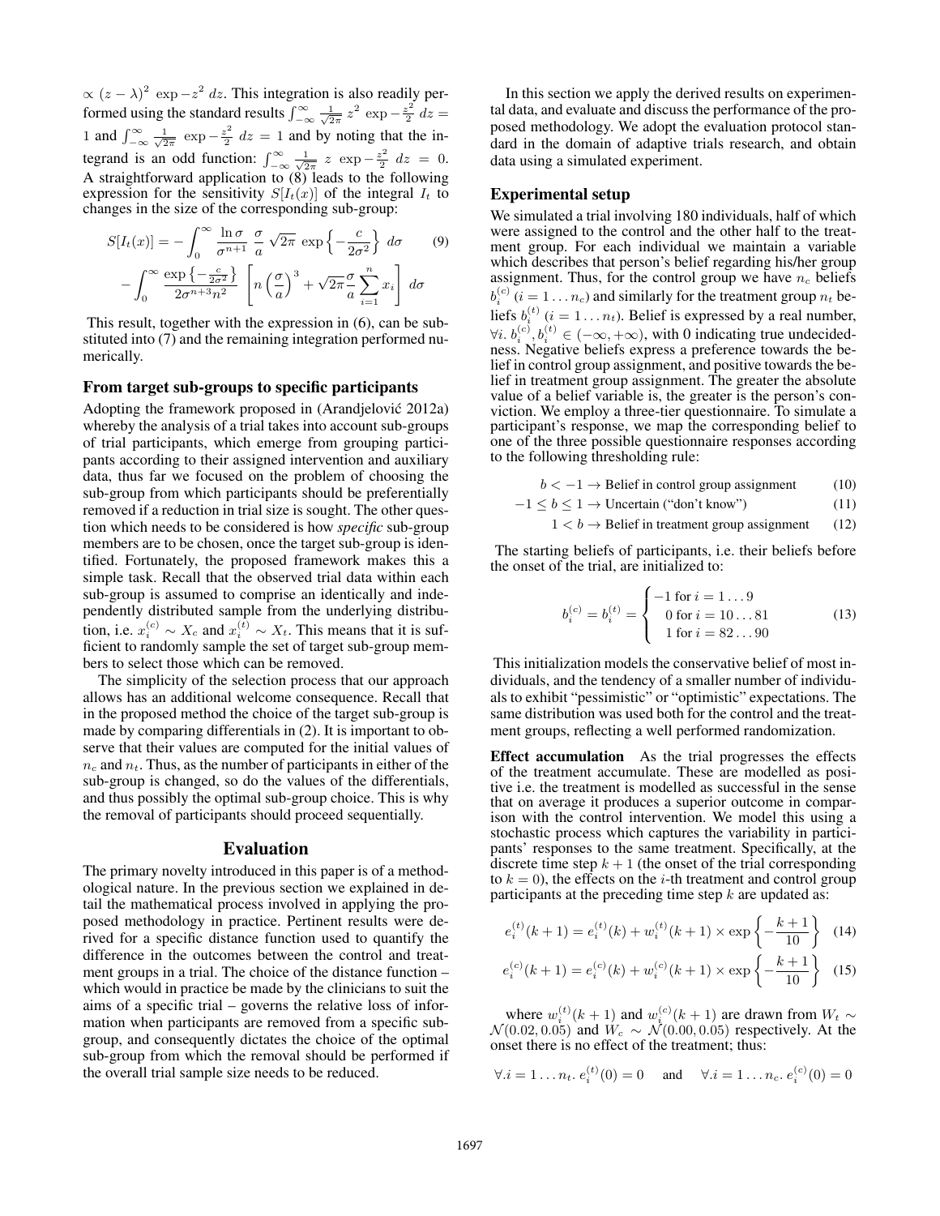$\propto (z-\lambda)^2 \exp -z^2 \, dz$. This integration is also readily performed using the standard results $\int_{-\infty}^{\infty} \frac{1}{\sqrt{2\pi}} z^2 \exp -\frac{z^2}{2} \, dz = 1$ and $\int_{-\infty}^{\infty} \frac{1}{\sqrt{2\pi}} \exp -\frac{z^2}{2} \, dz = 1$ and by noting that the integrand is an odd function: $\int_{-\infty}^{\infty} \frac{1}{\sqrt{2\pi}} z \exp -\frac{z^2}{2} \, dz = 0$. A straightforward application to (8) leads to the following expression for the sensitivity $S[I_t(x)]$ of the integral $I_t$ to changes in the size of the corresponding sub-group:

$$
\begin{aligned}
S[I_t(x)] = &-\int_0^{\infty} \frac{\ln \sigma}{\sigma^{n+1}} \frac{\sigma}{a} \sqrt{2\pi} \exp\left\{-\frac{c}{2\sigma^2}\right\} d\sigma \\
&-\int_0^{\infty} \frac{\exp\left\{-\frac{c}{2\sigma^2}\right\}}{2\sigma^{n+3} n^2} \left[ n\left(\frac{\sigma}{a}\right)^3 + \sqrt{2\pi}\frac{\sigma}{a}\sum_{i=1}^{n} x_i \right] d\sigma
\end{aligned}
\tag{9}
$$

This result, together with the expression in (6), can be substituted into (7) and the remaining integration performed numerically.

### From target sub-groups to specific participants

Adopting the framework proposed in (Arandjelović 2012a) whereby the analysis of a trial takes into account sub-groups of trial participants, which emerge from grouping participants according to their assigned intervention and auxiliary data, thus far we focused on the problem of choosing the sub-group from which participants should be preferentially removed if a reduction in trial size is sought. The other question which needs to be considered is how *specific* sub-group members are to be chosen, once the target sub-group is identified. Fortunately, the proposed framework makes this a simple task. Recall that the observed trial data within each sub-group is assumed to comprise an identically and independently distributed sample from the underlying distribution, i.e. $x_i^{(c)} \sim X_c$ and $x_i^{(t)} \sim X_t$. This means that it is sufficient to randomly sample the set of target sub-group members to select those which can be removed.

The simplicity of the selection process that our approach allows has an additional welcome consequence. Recall that in the proposed method the choice of the target sub-group is made by comparing differentials in (2). It is important to observe that their values are computed for the initial values of $n_c$ and $n_t$. Thus, as the number of participants in either of the sub-group is changed, so do the values of the differentials, and thus possibly the optimal sub-group choice. This is why the removal of participants should proceed sequentially.

## Evaluation

The primary novelty introduced in this paper is of a methodological nature. In the previous section we explained in detail the mathematical process involved in applying the proposed methodology in practice. Pertinent results were derived for a specific distance function used to quantify the difference in the outcomes between the control and treatment groups in a trial. The choice of the distance function – which would in practice be made by the clinicians to suit the aims of a specific trial – governs the relative loss of information when participants are removed from a specific sub-group, and consequently dictates the choice of the optimal sub-group from which the removal should be performed if the overall trial sample size needs to be reduced.

In this section we apply the derived results on experimental data, and evaluate and discuss the performance of the proposed methodology. We adopt the evaluation protocol standard in the domain of adaptive trials research, and obtain data using a simulated experiment.

### Experimental setup

We simulated a trial involving 180 individuals, half of which were assigned to the control and the other half to the treatment group. For each individual we maintain a variable which describes that person's belief regarding his/her group assignment. Thus, for the control group we have $n_c$ beliefs $b_i^{(c)}$ $(i = 1 \ldots n_c)$ and similarly for the treatment group $n_t$ beliefs $b_i^{(t)}$ $(i = 1 \ldots n_t)$. Belief is expressed by a real number, $\forall i.\ b_i^{(c)}, b_i^{(t)} \in (-\infty, +\infty)$, with 0 indicating true undecidedness. Negative beliefs express a preference towards the belief in control group assignment, and positive towards the belief in treatment group assignment. The greater the absolute value of a belief variable is, the greater is the person's conviction. We employ a three-tier questionnaire. To simulate a participant's response, we map the corresponding belief to one of the three possible questionnaire responses according to the following thresholding rule:

$$
b < -1 \rightarrow \text{Belief in control group assignment} \tag{10}
$$

$$
-1 \leq b \leq 1 \rightarrow \text{Uncertain ("don't know")} \tag{11}
$$

$$
1 < b \rightarrow \text{Belief in treatment group assignment} \tag{12}
$$

The starting beliefs of participants, i.e. their beliefs before the onset of the trial, are initialized to:

$$
b_i^{(c)} = b_i^{(t)} = \begin{cases} -1 \text{ for } i = 1 \ldots 9 \\ \phantom{-}0 \text{ for } i = 10 \ldots 81 \\ \phantom{-}1 \text{ for } i = 82 \ldots 90 \end{cases} \tag{13}
$$

This initialization models the conservative belief of most individuals, and the tendency of a smaller number of individuals to exhibit "pessimistic" or "optimistic" expectations. The same distribution was used both for the control and the treatment groups, reflecting a well performed randomization.

**Effect accumulation** As the trial progresses the effects of the treatment accumulate. These are modelled as positive i.e. the treatment is modelled as successful in the sense that on average it produces a superior outcome in comparison with the control intervention. We model this using a stochastic process which captures the variability in participants' responses to the same treatment. Specifically, at the discrete time step $k+1$ (the onset of the trial corresponding to $k = 0$), the effects on the $i$-th treatment and control group participants at the preceding time step $k$ are updated as:

$$
e_i^{(t)}(k+1) = e_i^{(t)}(k) + w_i^{(t)}(k+1) \times \exp\left\{-\frac{k+1}{10}\right\} \tag{14}
$$

$$
e_i^{(c)}(k+1) = e_i^{(c)}(k) + w_i^{(c)}(k+1) \times \exp\left\{-\frac{k+1}{10}\right\} \tag{15}
$$

where $w_i^{(t)}(k+1)$ and $w_i^{(c)}(k+1)$ are drawn from $W_t \sim \mathcal{N}(0.02, 0.05)$ and $W_c \sim \mathcal{N}(0.00, 0.05)$ respectively. At the onset there is no effect of the treatment; thus:

$$
\forall . i = 1 \ldots n_t.\ e_i^{(t)}(0) = 0 \quad \text{ and } \quad \forall . i = 1 \ldots n_c.\ e_i^{(c)}(0) = 0
$$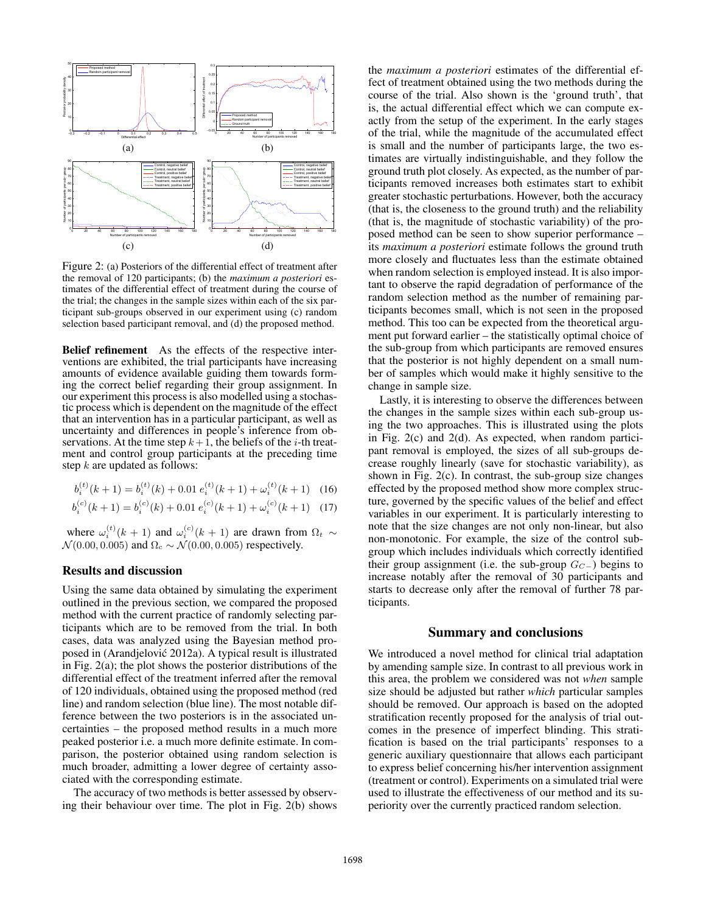Figure 2: (a) Posteriors of the differential effect of treatment after the removal of 120 participants; (b) the *maximum a posteriori* estimates of the differential effect of treatment during the course of the trial; the changes in the sample sizes within each of the six participant sub-groups observed in our experiment using (c) random selection based participant removal, and (d) the proposed method.

**Belief refinement** As the effects of the respective interventions are exhibited, the trial participants have increasing amounts of evidence available guiding them towards forming the correct belief regarding their group assignment. In our experiment this process is also modelled using a stochastic process which is dependent on the magnitude of the effect that an intervention has in a particular participant, as well as uncertainty and differences in people's inference from observations. At the time step $k+1$, the beliefs of the $i$-th treatment and control group participants at the preceding time step $k$ are updated as follows:

$$b_i^{(t)}(k+1) = b_i^{(t)}(k) + 0.01\, e_i^{(t)}(k+1) + \omega_i^{(t)}(k+1) \quad (16)$$

$$b_i^{(c)}(k+1) = b_i^{(c)}(k) + 0.01\, e_i^{(c)}(k+1) + \omega_i^{(c)}(k+1) \quad (17)$$

where $\omega_i^{(t)}(k+1)$ and $\omega_i^{(c)}(k+1)$ are drawn from $\Omega_t \sim \mathcal{N}(0.00, 0.005)$ and $\Omega_c \sim \mathcal{N}(0.00, 0.005)$ respectively.

## Results and discussion

Using the same data obtained by simulating the experiment outlined in the previous section, we compared the proposed method with the current practice of randomly selecting participants which are to be removed from the trial. In both cases, data was analyzed using the Bayesian method proposed in (Arandjelović 2012a). A typical result is illustrated in Fig. 2(a); the plot shows the posterior distributions of the differential effect of the treatment inferred after the removal of 120 individuals, obtained using the proposed method (red line) and random selection (blue line). The most notable difference between the two posteriors is in the associated uncertainties – the proposed method results in a much more peaked posterior i.e. a much more definite estimate. In comparison, the posterior obtained using random selection is much broader, admitting a lower degree of certainty associated with the corresponding estimate.

The accuracy of two methods is better assessed by observing their behaviour over time. The plot in Fig. 2(b) shows the *maximum a posteriori* estimates of the differential effect of treatment obtained using the two methods during the course of the trial. Also shown is the 'ground truth', that is, the actual differential effect which we can compute exactly from the setup of the experiment. In the early stages of the trial, while the magnitude of the accumulated effect is small and the number of participants large, the two estimates are virtually indistinguishable, and they follow the ground truth plot closely. As expected, as the number of participants removed increases both estimates start to exhibit greater stochastic perturbations. However, both the accuracy (that is, the closeness to the ground truth) and the reliability (that is, the magnitude of stochastic variability) of the proposed method can be seen to show superior performance – its *maximum a posteriori* estimate follows the ground truth more closely and fluctuates less than the estimate obtained when random selection is employed instead. It is also important to observe the rapid degradation of performance of the random selection method as the number of remaining participants becomes small, which is not seen in the proposed method. This too can be expected from the theoretical argument put forward earlier – the statistically optimal choice of the sub-group from which participants are removed ensures that the posterior is not highly dependent on a small number of samples which would make it highly sensitive to the change in sample size.

Lastly, it is interesting to observe the differences between the changes in the sample sizes within each sub-group using the two approaches. This is illustrated using the plots in Fig. 2(c) and 2(d). As expected, when random participant removal is employed, the sizes of all sub-groups decrease roughly linearly (save for stochastic variability), as shown in Fig. 2(c). In contrast, the sub-group size changes effected by the proposed method show more complex structure, governed by the specific values of the belief and effect variables in our experiment. It is particularly interesting to note that the size changes are not only non-linear, but also non-monotonic. For example, the size of the control subgroup which includes individuals which correctly identified their group assignment (i.e. the sub-group $G_{C-}$) begins to increase notably after the removal of 30 participants and starts to decrease only after the removal of further 78 participants.

## Summary and conclusions

We introduced a novel method for clinical trial adaptation by amending sample size. In contrast to all previous work in this area, the problem we considered was not *when* sample size should be adjusted but rather *which* particular samples should be removed. Our approach is based on the adopted stratification recently proposed for the analysis of trial outcomes in the presence of imperfect blinding. This stratification is based on the trial participants' responses to a generic auxiliary questionnaire that allows each participant to express belief concerning his/her intervention assignment (treatment or control). Experiments on a simulated trial were used to illustrate the effectiveness of our method and its superiority over the currently practiced random selection.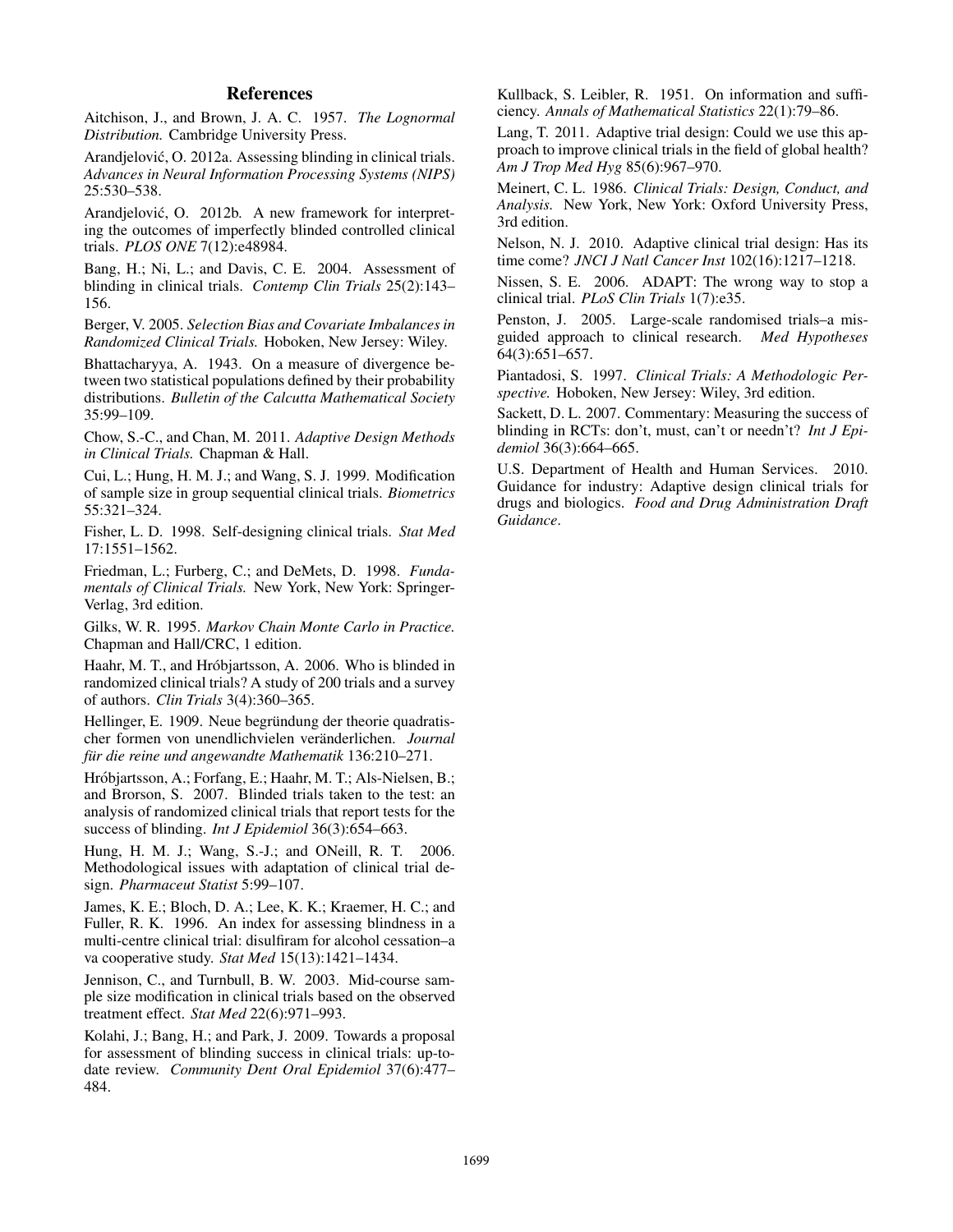## References

Aitchison, J., and Brown, J. A. C. 1957. *The Lognormal Distribution.* Cambridge University Press.

Arandjelović, O. 2012a. Assessing blinding in clinical trials. *Advances in Neural Information Processing Systems (NIPS)* 25:530–538.

Arandjelović, O. 2012b. A new framework for interpreting the outcomes of imperfectly blinded controlled clinical trials. *PLOS ONE* 7(12):e48984.

Bang, H.; Ni, L.; and Davis, C. E. 2004. Assessment of blinding in clinical trials. *Contemp Clin Trials* 25(2):143–156.

Berger, V. 2005. *Selection Bias and Covariate Imbalances in Randomized Clinical Trials.* Hoboken, New Jersey: Wiley.

Bhattacharyya, A. 1943. On a measure of divergence between two statistical populations defined by their probability distributions. *Bulletin of the Calcutta Mathematical Society* 35:99–109.

Chow, S.-C., and Chan, M. 2011. *Adaptive Design Methods in Clinical Trials.* Chapman & Hall.

Cui, L.; Hung, H. M. J.; and Wang, S. J. 1999. Modification of sample size in group sequential clinical trials. *Biometrics* 55:321–324.

Fisher, L. D. 1998. Self-designing clinical trials. *Stat Med* 17:1551–1562.

Friedman, L.; Furberg, C.; and DeMets, D. 1998. *Fundamentals of Clinical Trials.* New York, New York: Springer-Verlag, 3rd edition.

Gilks, W. R. 1995. *Markov Chain Monte Carlo in Practice.* Chapman and Hall/CRC, 1 edition.

Haahr, M. T., and Hróbjartsson, A. 2006. Who is blinded in randomized clinical trials? A study of 200 trials and a survey of authors. *Clin Trials* 3(4):360–365.

Hellinger, E. 1909. Neue begründung der theorie quadratischer formen von unendlichvielen veränderlichen. *Journal für die reine und angewandte Mathematik* 136:210–271.

Hróbjartsson, A.; Forfang, E.; Haahr, M. T.; Als-Nielsen, B.; and Brorson, S. 2007. Blinded trials taken to the test: an analysis of randomized clinical trials that report tests for the success of blinding. *Int J Epidemiol* 36(3):654–663.

Hung, H. M. J.; Wang, S.-J.; and ONeill, R. T. 2006. Methodological issues with adaptation of clinical trial design. *Pharmaceut Statist* 5:99–107.

James, K. E.; Bloch, D. A.; Lee, K. K.; Kraemer, H. C.; and Fuller, R. K. 1996. An index for assessing blindness in a multi-centre clinical trial: disulfiram for alcohol cessation–a va cooperative study. *Stat Med* 15(13):1421–1434.

Jennison, C., and Turnbull, B. W. 2003. Mid-course sample size modification in clinical trials based on the observed treatment effect. *Stat Med* 22(6):971–993.

Kolahi, J.; Bang, H.; and Park, J. 2009. Towards a proposal for assessment of blinding success in clinical trials: up-to-date review. *Community Dent Oral Epidemiol* 37(6):477–484.

Kullback, S. Leibler, R. 1951. On information and sufficiency. *Annals of Mathematical Statistics* 22(1):79–86.

Lang, T. 2011. Adaptive trial design: Could we use this approach to improve clinical trials in the field of global health? *Am J Trop Med Hyg* 85(6):967–970.

Meinert, C. L. 1986. *Clinical Trials: Design, Conduct, and Analysis.* New York, New York: Oxford University Press, 3rd edition.

Nelson, N. J. 2010. Adaptive clinical trial design: Has its time come? *JNCI J Natl Cancer Inst* 102(16):1217–1218.

Nissen, S. E. 2006. ADAPT: The wrong way to stop a clinical trial. *PLoS Clin Trials* 1(7):e35.

Penston, J. 2005. Large-scale randomised trials–a misguided approach to clinical research. *Med Hypotheses* 64(3):651–657.

Piantadosi, S. 1997. *Clinical Trials: A Methodologic Perspective.* Hoboken, New Jersey: Wiley, 3rd edition.

Sackett, D. L. 2007. Commentary: Measuring the success of blinding in RCTs: don't, must, can't or needn't? *Int J Epidemiol* 36(3):664–665.

U.S. Department of Health and Human Services. 2010. Guidance for industry: Adaptive design clinical trials for drugs and biologics. *Food and Drug Administration Draft Guidance*.